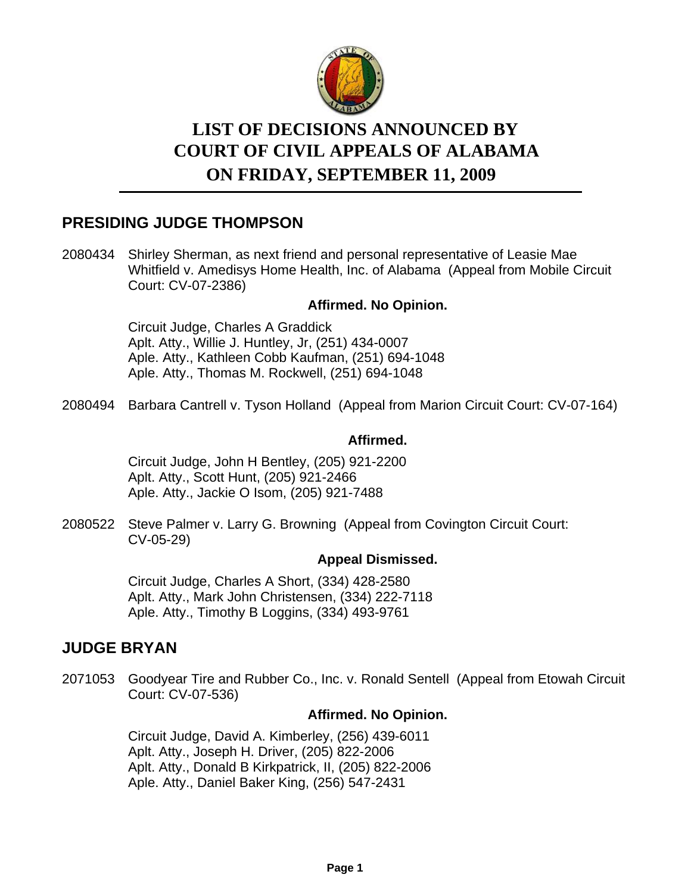# LIST OF DECISIONS ANNOUNCED BY COURT OF CIVIL APPEALS OF ALABAMA ON FRIDAY, SEPTEMBER 11, 2009

## PRESIDING JUDGE THOMPSON

2080434 Shirley Sherman, as next friend and personal representative of Leasie Mae Whitfield v. Amedisys Home Health, Inc. of Alabama (Appeal from Mobile Circuit Court: CV-07-2386)

**Affirmed. No Opinion.**

Circuit Judge, Charles A Graddick
Aplt. Atty., Willie J. Huntley, Jr, (251) 434-0007
Aple. Atty., Kathleen Cobb Kaufman, (251) 694-1048
Aple. Atty., Thomas M. Rockwell, (251) 694-1048

2080494 Barbara Cantrell v. Tyson Holland (Appeal from Marion Circuit Court: CV-07-164)

**Affirmed.**

Circuit Judge, John H Bentley, (205) 921-2200
Aplt. Atty., Scott Hunt, (205) 921-2466
Aple. Atty., Jackie O Isom, (205) 921-7488

2080522 Steve Palmer v. Larry G. Browning (Appeal from Covington Circuit Court: CV-05-29)

**Appeal Dismissed.**

Circuit Judge, Charles A Short, (334) 428-2580
Aplt. Atty., Mark John Christensen, (334) 222-7118
Aple. Atty., Timothy B Loggins, (334) 493-9761

## JUDGE BRYAN

2071053 Goodyear Tire and Rubber Co., Inc. v. Ronald Sentell (Appeal from Etowah Circuit Court: CV-07-536)

**Affirmed. No Opinion.**

Circuit Judge, David A. Kimberley, (256) 439-6011
Aplt. Atty., Joseph H. Driver, (205) 822-2006
Aplt. Atty., Donald B Kirkpatrick, II, (205) 822-2006
Aple. Atty., Daniel Baker King, (256) 547-2431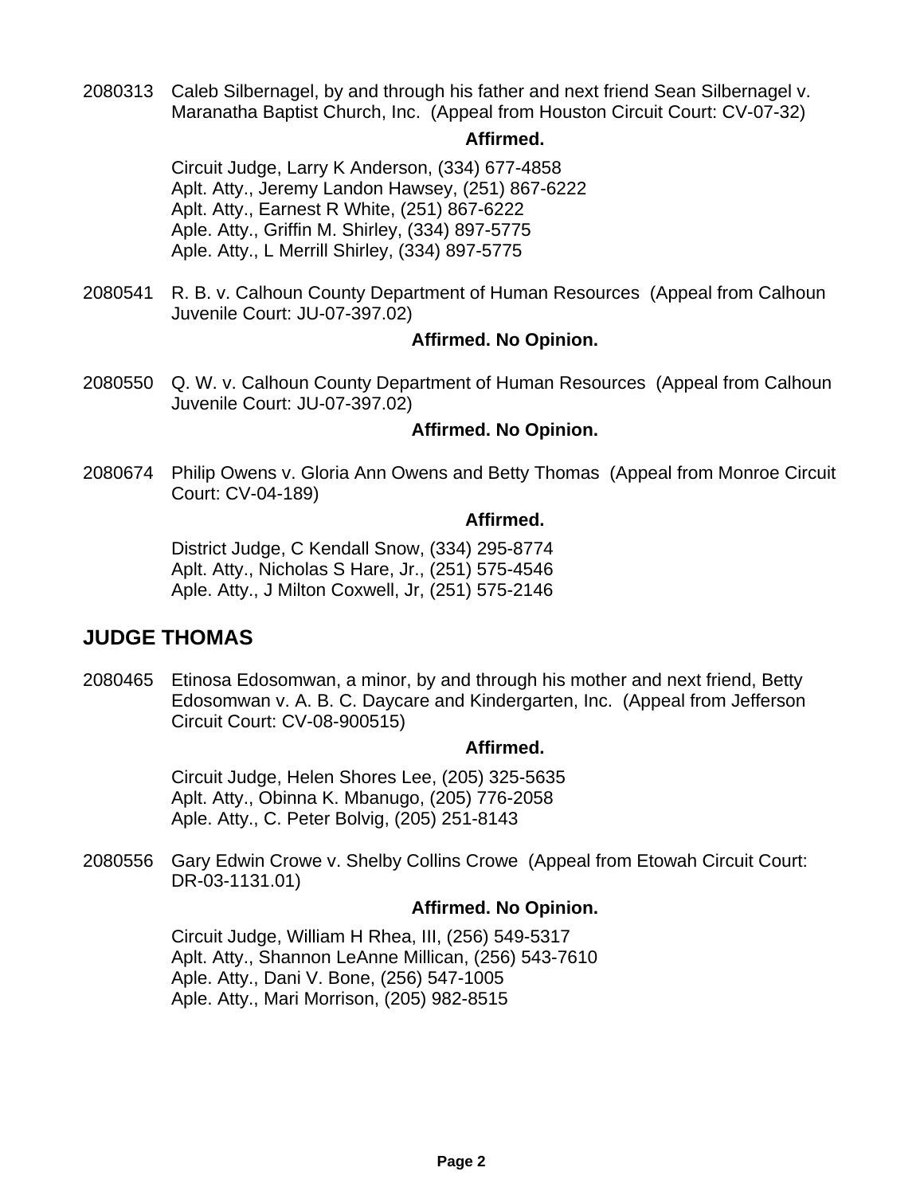2080313 Caleb Silbernagel, by and through his father and next friend Sean Silbernagel v. Maranatha Baptist Church, Inc. (Appeal from Houston Circuit Court: CV-07-32)

**Affirmed.**

Circuit Judge, Larry K Anderson, (334) 677-4858
Aplt. Atty., Jeremy Landon Hawsey, (251) 867-6222
Aplt. Atty., Earnest R White, (251) 867-6222
Aple. Atty., Griffin M. Shirley, (334) 897-5775
Aple. Atty., L Merrill Shirley, (334) 897-5775

2080541 R. B. v. Calhoun County Department of Human Resources (Appeal from Calhoun Juvenile Court: JU-07-397.02)

**Affirmed. No Opinion.**

2080550 Q. W. v. Calhoun County Department of Human Resources (Appeal from Calhoun Juvenile Court: JU-07-397.02)

**Affirmed. No Opinion.**

2080674 Philip Owens v. Gloria Ann Owens and Betty Thomas (Appeal from Monroe Circuit Court: CV-04-189)

**Affirmed.**

District Judge, C Kendall Snow, (334) 295-8774
Aplt. Atty., Nicholas S Hare, Jr., (251) 575-4546
Aple. Atty., J Milton Coxwell, Jr, (251) 575-2146

## JUDGE THOMAS

2080465 Etinosa Edosomwan, a minor, by and through his mother and next friend, Betty Edosomwan v. A. B. C. Daycare and Kindergarten, Inc. (Appeal from Jefferson Circuit Court: CV-08-900515)

**Affirmed.**

Circuit Judge, Helen Shores Lee, (205) 325-5635
Aplt. Atty., Obinna K. Mbanugo, (205) 776-2058
Aple. Atty., C. Peter Bolvig, (205) 251-8143

2080556 Gary Edwin Crowe v. Shelby Collins Crowe (Appeal from Etowah Circuit Court: DR-03-1131.01)

**Affirmed. No Opinion.**

Circuit Judge, William H Rhea, III, (256) 549-5317
Aplt. Atty., Shannon LeAnne Millican, (256) 543-7610
Aple. Atty., Dani V. Bone, (256) 547-1005
Aple. Atty., Mari Morrison, (205) 982-8515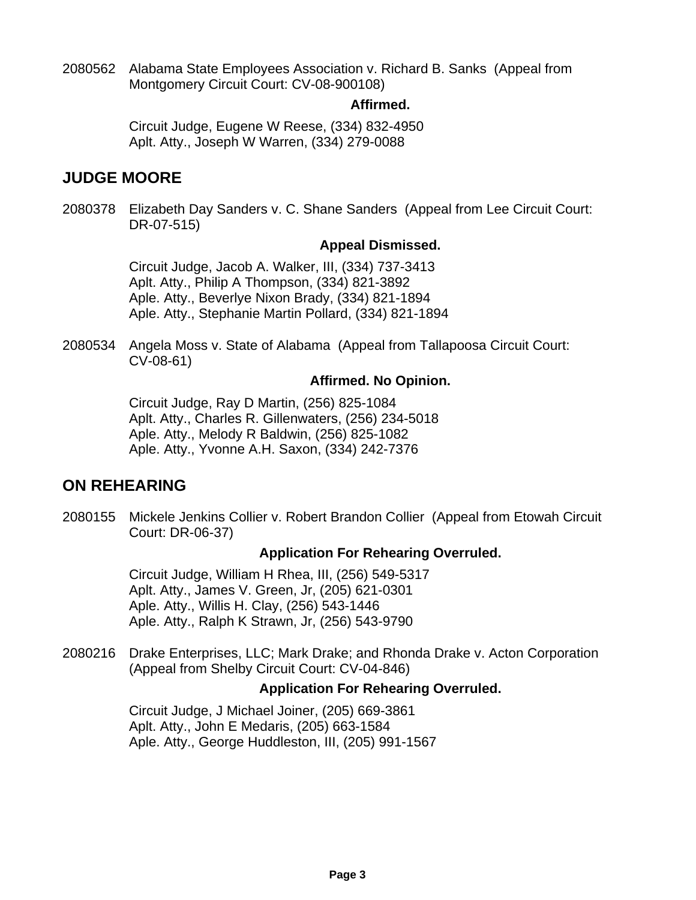2080562 Alabama State Employees Association v. Richard B. Sanks (Appeal from Montgomery Circuit Court: CV-08-900108)

**Affirmed.**

Circuit Judge, Eugene W Reese, (334) 832-4950
Aplt. Atty., Joseph W Warren, (334) 279-0088

## JUDGE MOORE

2080378 Elizabeth Day Sanders v. C. Shane Sanders (Appeal from Lee Circuit Court: DR-07-515)

**Appeal Dismissed.**

Circuit Judge, Jacob A. Walker, III, (334) 737-3413
Aplt. Atty., Philip A Thompson, (334) 821-3892
Aple. Atty., Beverlye Nixon Brady, (334) 821-1894
Aple. Atty., Stephanie Martin Pollard, (334) 821-1894

2080534 Angela Moss v. State of Alabama (Appeal from Tallapoosa Circuit Court: CV-08-61)

**Affirmed. No Opinion.**

Circuit Judge, Ray D Martin, (256) 825-1084
Aplt. Atty., Charles R. Gillenwaters, (256) 234-5018
Aple. Atty., Melody R Baldwin, (256) 825-1082
Aple. Atty., Yvonne A.H. Saxon, (334) 242-7376

## ON REHEARING

2080155 Mickele Jenkins Collier v. Robert Brandon Collier (Appeal from Etowah Circuit Court: DR-06-37)

**Application For Rehearing Overruled.**

Circuit Judge, William H Rhea, III, (256) 549-5317
Aplt. Atty., James V. Green, Jr, (205) 621-0301
Aple. Atty., Willis H. Clay, (256) 543-1446
Aple. Atty., Ralph K Strawn, Jr, (256) 543-9790

2080216 Drake Enterprises, LLC; Mark Drake; and Rhonda Drake v. Acton Corporation (Appeal from Shelby Circuit Court: CV-04-846)

**Application For Rehearing Overruled.**

Circuit Judge, J Michael Joiner, (205) 669-3861
Aplt. Atty., John E Medaris, (205) 663-1584
Aple. Atty., George Huddleston, III, (205) 991-1567